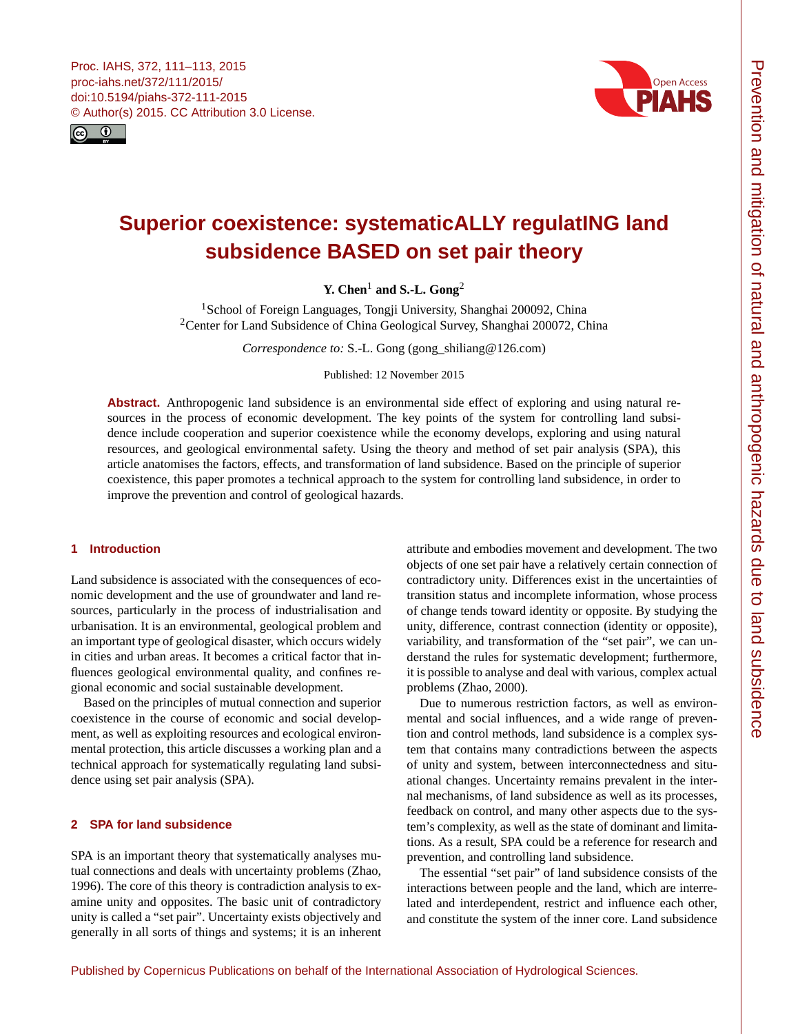# Superior coexistence: systematicALLY regulatING land subsidence BASED on set pair theory

**Y. Chen**[1] **and S.-L. Gong**[2]

[1]School of Foreign Languages, Tongji University, Shanghai 200092, China
[2]Center for Land Subsidence of China Geological Survey, Shanghai 200072, China

*Correspondence to:* S.-L. Gong (gong_shiliang@126.com)

Published: 12 November 2015

**Abstract.** Anthropogenic land subsidence is an environmental side effect of exploring and using natural resources in the process of economic development. The key points of the system for controlling land subsidence include cooperation and superior coexistence while the economy develops, exploring and using natural resources, and geological environmental safety. Using the theory and method of set pair analysis (SPA), this article anatomises the factors, effects, and transformation of land subsidence. Based on the principle of superior coexistence, this paper promotes a technical approach to the system for controlling land subsidence, in order to improve the prevention and control of geological hazards.

## 1 Introduction

Land subsidence is associated with the consequences of economic development and the use of groundwater and land resources, particularly in the process of industrialisation and urbanisation. It is an environmental, geological problem and an important type of geological disaster, which occurs widely in cities and urban areas. It becomes a critical factor that influences geological environmental quality, and confines regional economic and social sustainable development.

Based on the principles of mutual connection and superior coexistence in the course of economic and social development, as well as exploiting resources and ecological environmental protection, this article discusses a working plan and a technical approach for systematically regulating land subsidence using set pair analysis (SPA).

## 2 SPA for land subsidence

SPA is an important theory that systematically analyses mutual connections and deals with uncertainty problems (Zhao, 1996). The core of this theory is contradiction analysis to examine unity and opposites. The basic unit of contradictory unity is called a "set pair". Uncertainty exists objectively and generally in all sorts of things and systems; it is an inherent attribute and embodies movement and development. The two objects of one set pair have a relatively certain connection of contradictory unity. Differences exist in the uncertainties of transition status and incomplete information, whose process of change tends toward identity or opposite. By studying the unity, difference, contrast connection (identity or opposite), variability, and transformation of the "set pair", we can understand the rules for systematic development; furthermore, it is possible to analyse and deal with various, complex actual problems (Zhao, 2000).

Due to numerous restriction factors, as well as environmental and social influences, and a wide range of prevention and control methods, land subsidence is a complex system that contains many contradictions between the aspects of unity and system, between interconnectedness and situational changes. Uncertainty remains prevalent in the internal mechanisms, of land subsidence as well as its processes, feedback on control, and many other aspects due to the system's complexity, as well as the state of dominant and limitations. As a result, SPA could be a reference for research and prevention, and controlling land subsidence.

The essential "set pair" of land subsidence consists of the interactions between people and the land, which are interrelated and interdependent, restrict and influence each other, and constitute the system of the inner core. Land subsidence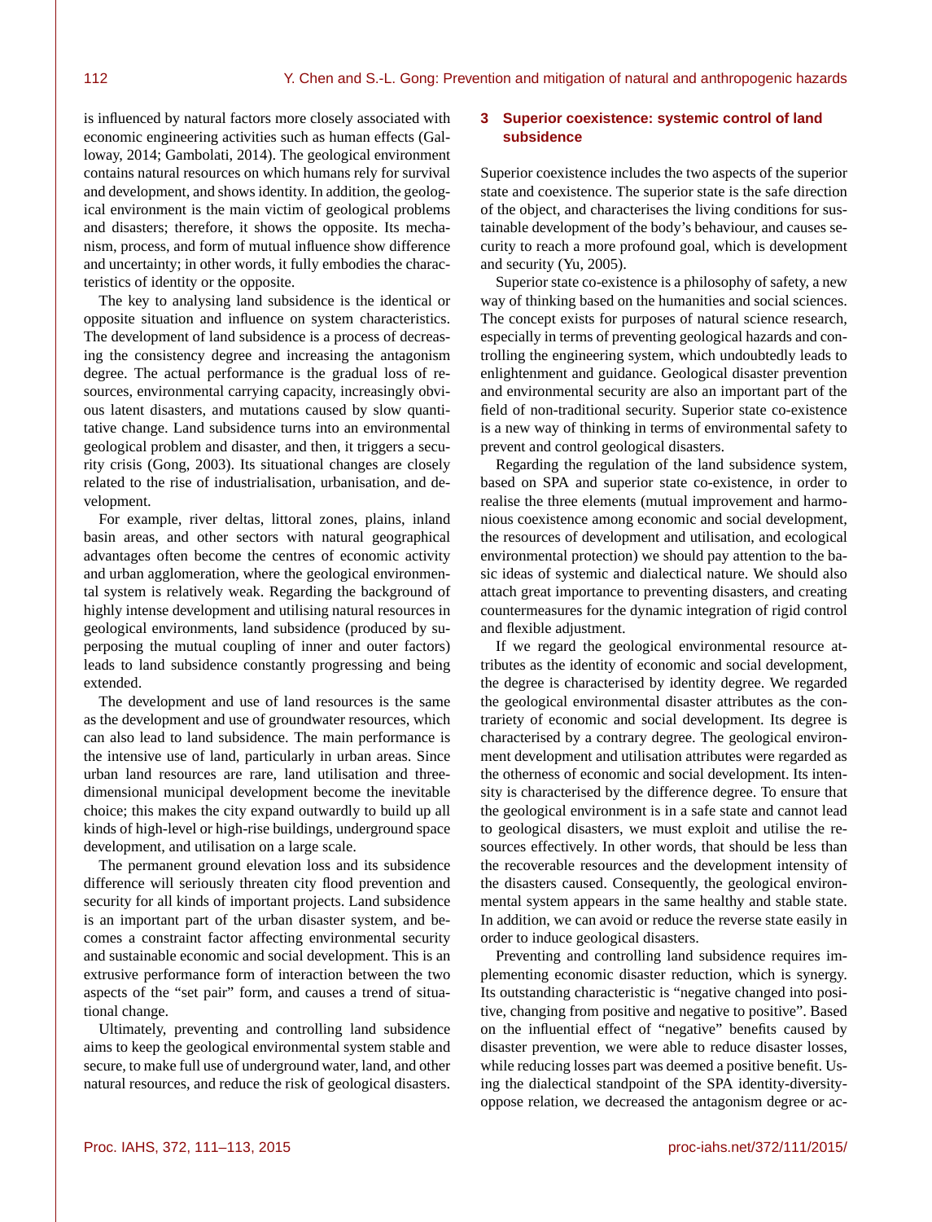is influenced by natural factors more closely associated with economic engineering activities such as human effects (Galloway, 2014; Gambolati, 2014). The geological environment contains natural resources on which humans rely for survival and development, and shows identity. In addition, the geological environment is the main victim of geological problems and disasters; therefore, it shows the opposite. Its mechanism, process, and form of mutual influence show difference and uncertainty; in other words, it fully embodies the characteristics of identity or the opposite.

The key to analysing land subsidence is the identical or opposite situation and influence on system characteristics. The development of land subsidence is a process of decreasing the consistency degree and increasing the antagonism degree. The actual performance is the gradual loss of resources, environmental carrying capacity, increasingly obvious latent disasters, and mutations caused by slow quantitative change. Land subsidence turns into an environmental geological problem and disaster, and then, it triggers a security crisis (Gong, 2003). Its situational changes are closely related to the rise of industrialisation, urbanisation, and development.

For example, river deltas, littoral zones, plains, inland basin areas, and other sectors with natural geographical advantages often become the centres of economic activity and urban agglomeration, where the geological environmental system is relatively weak. Regarding the background of highly intense development and utilising natural resources in geological environments, land subsidence (produced by superposing the mutual coupling of inner and outer factors) leads to land subsidence constantly progressing and being extended.

The development and use of land resources is the same as the development and use of groundwater resources, which can also lead to land subsidence. The main performance is the intensive use of land, particularly in urban areas. Since urban land resources are rare, land utilisation and three-dimensional municipal development become the inevitable choice; this makes the city expand outwardly to build up all kinds of high-level or high-rise buildings, underground space development, and utilisation on a large scale.

The permanent ground elevation loss and its subsidence difference will seriously threaten city flood prevention and security for all kinds of important projects. Land subsidence is an important part of the urban disaster system, and becomes a constraint factor affecting environmental security and sustainable economic and social development. This is an extrusive performance form of interaction between the two aspects of the "set pair" form, and causes a trend of situational change.

Ultimately, preventing and controlling land subsidence aims to keep the geological environmental system stable and secure, to make full use of underground water, land, and other natural resources, and reduce the risk of geological disasters.

## 3 Superior coexistence: systemic control of land subsidence

Superior coexistence includes the two aspects of the superior state and coexistence. The superior state is the safe direction of the object, and characterises the living conditions for sustainable development of the body's behaviour, and causes security to reach a more profound goal, which is development and security (Yu, 2005).

Superior state co-existence is a philosophy of safety, a new way of thinking based on the humanities and social sciences. The concept exists for purposes of natural science research, especially in terms of preventing geological hazards and controlling the engineering system, which undoubtedly leads to enlightenment and guidance. Geological disaster prevention and environmental security are also an important part of the field of non-traditional security. Superior state co-existence is a new way of thinking in terms of environmental safety to prevent and control geological disasters.

Regarding the regulation of the land subsidence system, based on SPA and superior state co-existence, in order to realise the three elements (mutual improvement and harmonious coexistence among economic and social development, the resources of development and utilisation, and ecological environmental protection) we should pay attention to the basic ideas of systemic and dialectical nature. We should also attach great importance to preventing disasters, and creating countermeasures for the dynamic integration of rigid control and flexible adjustment.

If we regard the geological environmental resource attributes as the identity of economic and social development, the degree is characterised by identity degree. We regarded the geological environmental disaster attributes as the contrariety of economic and social development. Its degree is characterised by a contrary degree. The geological environment development and utilisation attributes were regarded as the otherness of economic and social development. Its intensity is characterised by the difference degree. To ensure that the geological environment is in a safe state and cannot lead to geological disasters, we must exploit and utilise the resources effectively. In other words, that should be less than the recoverable resources and the development intensity of the disasters caused. Consequently, the geological environmental system appears in the same healthy and stable state. In addition, we can avoid or reduce the reverse state easily in order to induce geological disasters.

Preventing and controlling land subsidence requires implementing economic disaster reduction, which is synergy. Its outstanding characteristic is "negative changed into positive, changing from positive and negative to positive". Based on the influential effect of "negative" benefits caused by disaster prevention, we were able to reduce disaster losses, while reducing losses part was deemed a positive benefit. Using the dialectical standpoint of the SPA identity-diversity-oppose relation, we decreased the antagonism degree or ac-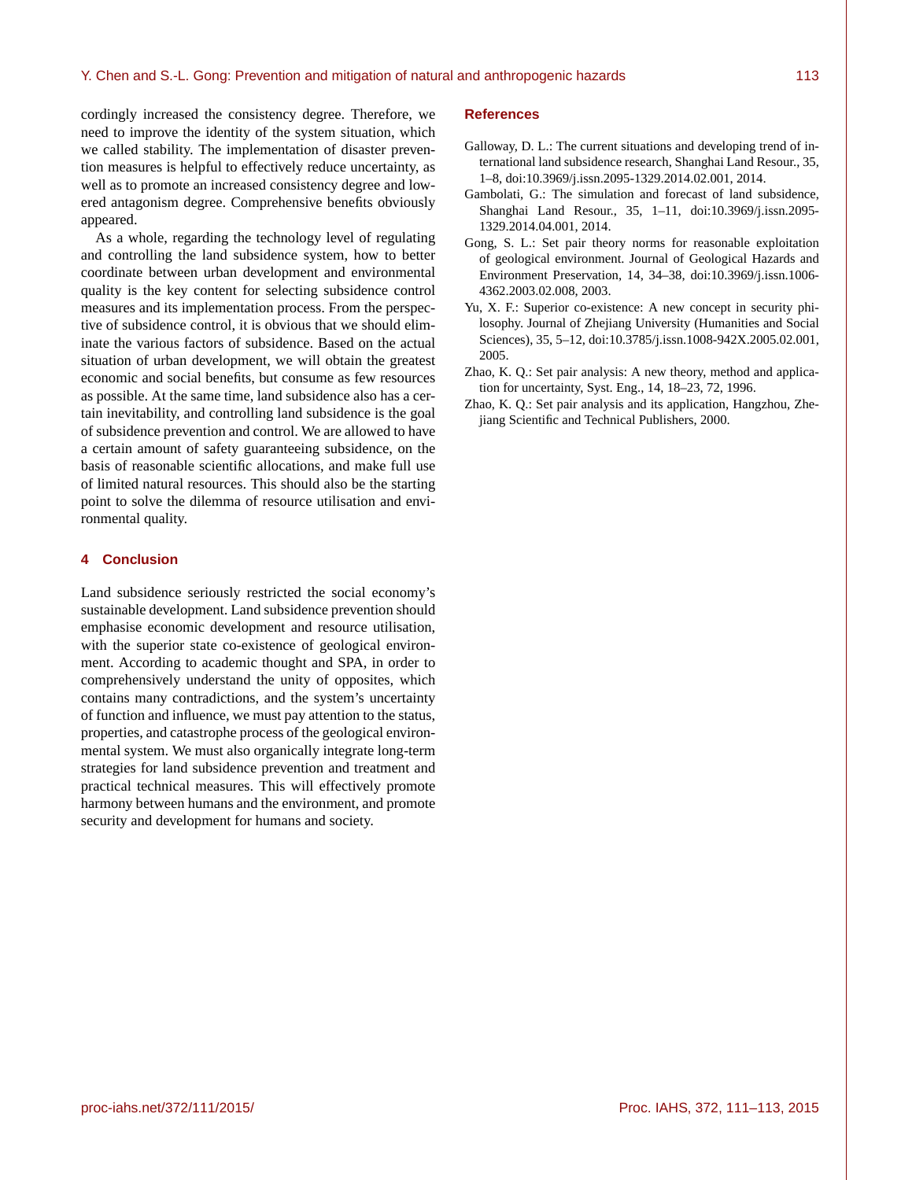cordingly increased the consistency degree. Therefore, we need to improve the identity of the system situation, which we called stability. The implementation of disaster prevention measures is helpful to effectively reduce uncertainty, as well as to promote an increased consistency degree and lowered antagonism degree. Comprehensive benefits obviously appeared.

As a whole, regarding the technology level of regulating and controlling the land subsidence system, how to better coordinate between urban development and environmental quality is the key content for selecting subsidence control measures and its implementation process. From the perspective of subsidence control, it is obvious that we should eliminate the various factors of subsidence. Based on the actual situation of urban development, we will obtain the greatest economic and social benefits, but consume as few resources as possible. At the same time, land subsidence also has a certain inevitability, and controlling land subsidence is the goal of subsidence prevention and control. We are allowed to have a certain amount of safety guaranteeing subsidence, on the basis of reasonable scientific allocations, and make full use of limited natural resources. This should also be the starting point to solve the dilemma of resource utilisation and environmental quality.

## 4 Conclusion

Land subsidence seriously restricted the social economy's sustainable development. Land subsidence prevention should emphasise economic development and resource utilisation, with the superior state co-existence of geological environment. According to academic thought and SPA, in order to comprehensively understand the unity of opposites, which contains many contradictions, and the system's uncertainty of function and influence, we must pay attention to the status, properties, and catastrophe process of the geological environmental system. We must also organically integrate long-term strategies for land subsidence prevention and treatment and practical technical measures. This will effectively promote harmony between humans and the environment, and promote security and development for humans and society.

## References

Galloway, D. L.: The current situations and developing trend of international land subsidence research, Shanghai Land Resour., 35, 1–8, doi:10.3969/j.issn.2095-1329.2014.02.001, 2014.

Gambolati, G.: The simulation and forecast of land subsidence, Shanghai Land Resour., 35, 1–11, doi:10.3969/j.issn.2095-1329.2014.04.001, 2014.

Gong, S. L.: Set pair theory norms for reasonable exploitation of geological environment. Journal of Geological Hazards and Environment Preservation, 14, 34–38, doi:10.3969/j.issn.1006-4362.2003.02.008, 2003.

Yu, X. F.: Superior co-existence: A new concept in security philosophy. Journal of Zhejiang University (Humanities and Social Sciences), 35, 5–12, doi:10.3785/j.issn.1008-942X.2005.02.001, 2005.

Zhao, K. Q.: Set pair analysis: A new theory, method and application for uncertainty, Syst. Eng., 14, 18–23, 72, 1996.

Zhao, K. Q.: Set pair analysis and its application, Hangzhou, Zhejiang Scientific and Technical Publishers, 2000.